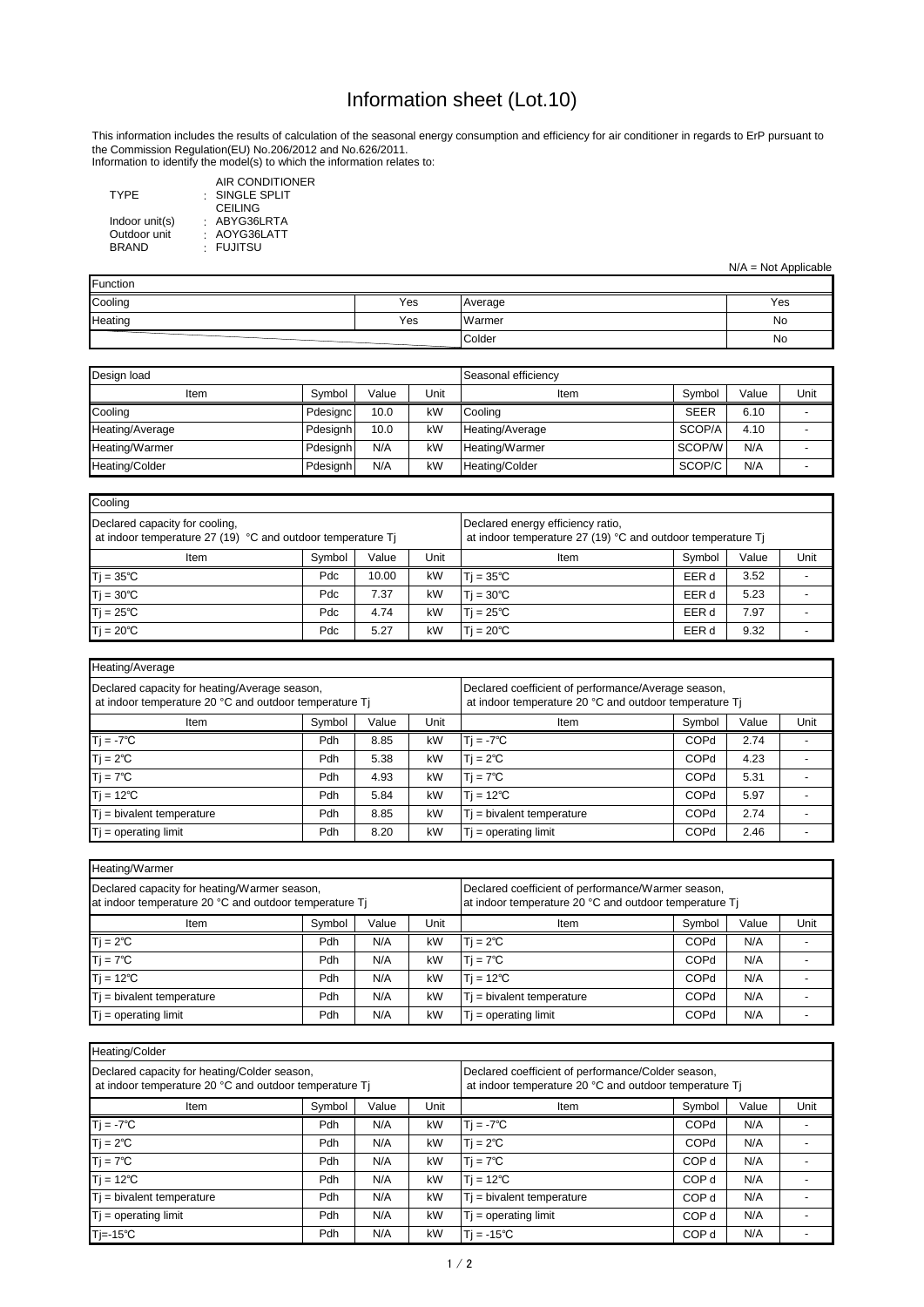# Information sheet (Lot.10)

This information includes the results of calculation of the seasonal energy consumption and efficiency for air conditioner in regards to ErP pursuant to the Commission Regulation(EU) No.206/2012 and No.626/2011.
Information to identify the model(s) to which the information relates to:

| | | |
|---|---|---|
| TYPE | : | AIR CONDITIONER SINGLE SPLIT CEILING |
| Indoor unit(s) | : | ABYG36LRTA |
| Outdoor unit | : | AOYG36LATT |
| BRAND | : | FUJITSU |

N/A = Not Applicable

| Function | | | |
|---|---|---|---|
| Cooling | Yes | Average | Yes |
| Heating | Yes | Warmer | No |
| | | Colder | No |

| Design load | | | | Seasonal efficiency | | | |
|---|---|---|---|---|---|---|---|
| Item | Symbol | Value | Unit | Item | Symbol | Value | Unit |
| Cooling | Pdesignc | 10.0 | kW | Cooling | SEER | 6.10 | - |
| Heating/Average | Pdesignh | 10.0 | kW | Heating/Average | SCOP/A | 4.10 | - |
| Heating/Warmer | Pdesignh | N/A | kW | Heating/Warmer | SCOP/W | N/A | - |
| Heating/Colder | Pdesignh | N/A | kW | Heating/Colder | SCOP/C | N/A | - |

| Cooling | | | | | | | |
|---|---|---|---|---|---|---|---|
| Declared capacity for cooling, at indoor temperature 27 (19) °C and outdoor temperature Tj | | | | Declared energy efficiency ratio, at indoor temperature 27 (19) °C and outdoor temperature Tj | | | |
| Item | Symbol | Value | Unit | Item | Symbol | Value | Unit |
| Tj = 35℃ | Pdc | 10.00 | kW | Tj = 35℃ | EER d | 3.52 | - |
| Tj = 30℃ | Pdc | 7.37 | kW | Tj = 30℃ | EER d | 5.23 | - |
| Tj = 25℃ | Pdc | 4.74 | kW | Tj = 25℃ | EER d | 7.97 | - |
| Tj = 20℃ | Pdc | 5.27 | kW | Tj = 20℃ | EER d | 9.32 | - |

| Heating/Average | | | | | | | |
|---|---|---|---|---|---|---|---|
| Declared capacity for heating/Average season, at indoor temperature 20 °C and outdoor temperature Tj | | | | Declared coefficient of performance/Average season, at indoor temperature 20 °C and outdoor temperature Tj | | | |
| Item | Symbol | Value | Unit | Item | Symbol | Value | Unit |
| Tj = -7℃ | Pdh | 8.85 | kW | Tj = -7℃ | COPd | 2.74 | - |
| Tj = 2℃ | Pdh | 5.38 | kW | Tj = 2℃ | COPd | 4.23 | - |
| Tj = 7℃ | Pdh | 4.93 | kW | Tj = 7℃ | COPd | 5.31 | - |
| Tj = 12℃ | Pdh | 5.84 | kW | Tj = 12℃ | COPd | 5.97 | - |
| Tj = bivalent temperature | Pdh | 8.85 | kW | Tj = bivalent temperature | COPd | 2.74 | - |
| Tj = operating limit | Pdh | 8.20 | kW | Tj = operating limit | COPd | 2.46 | - |

| Heating/Warmer | | | | | | | |
|---|---|---|---|---|---|---|---|
| Declared capacity for heating/Warmer season, at indoor temperature 20 °C and outdoor temperature Tj | | | | Declared coefficient of performance/Warmer season, at indoor temperature 20 °C and outdoor temperature Tj | | | |
| Item | Symbol | Value | Unit | Item | Symbol | Value | Unit |
| Tj = 2℃ | Pdh | N/A | kW | Tj = 2℃ | COPd | N/A | - |
| Tj = 7℃ | Pdh | N/A | kW | Tj = 7℃ | COPd | N/A | - |
| Tj = 12℃ | Pdh | N/A | kW | Tj = 12℃ | COPd | N/A | - |
| Tj = bivalent temperature | Pdh | N/A | kW | Tj = bivalent temperature | COPd | N/A | - |
| Tj = operating limit | Pdh | N/A | kW | Tj = operating limit | COPd | N/A | - |

| Heating/Colder | | | | | | | |
|---|---|---|---|---|---|---|---|
| Declared capacity for heating/Colder season, at indoor temperature 20 °C and outdoor temperature Tj | | | | Declared coefficient of performance/Colder season, at indoor temperature 20 °C and outdoor temperature Tj | | | |
| Item | Symbol | Value | Unit | Item | Symbol | Value | Unit |
| Tj = -7℃ | Pdh | N/A | kW | Tj = -7℃ | COPd | N/A | - |
| Tj = 2℃ | Pdh | N/A | kW | Tj = 2℃ | COPd | N/A | - |
| Tj = 7℃ | Pdh | N/A | kW | Tj = 7℃ | COP d | N/A | - |
| Tj = 12℃ | Pdh | N/A | kW | Tj = 12℃ | COP d | N/A | - |
| Tj = bivalent temperature | Pdh | N/A | kW | Tj = bivalent temperature | COP d | N/A | - |
| Tj = operating limit | Pdh | N/A | kW | Tj = operating limit | COP d | N/A | - |
| Tj=-15℃ | Pdh | N/A | kW | Tj = -15℃ | COP d | N/A | - |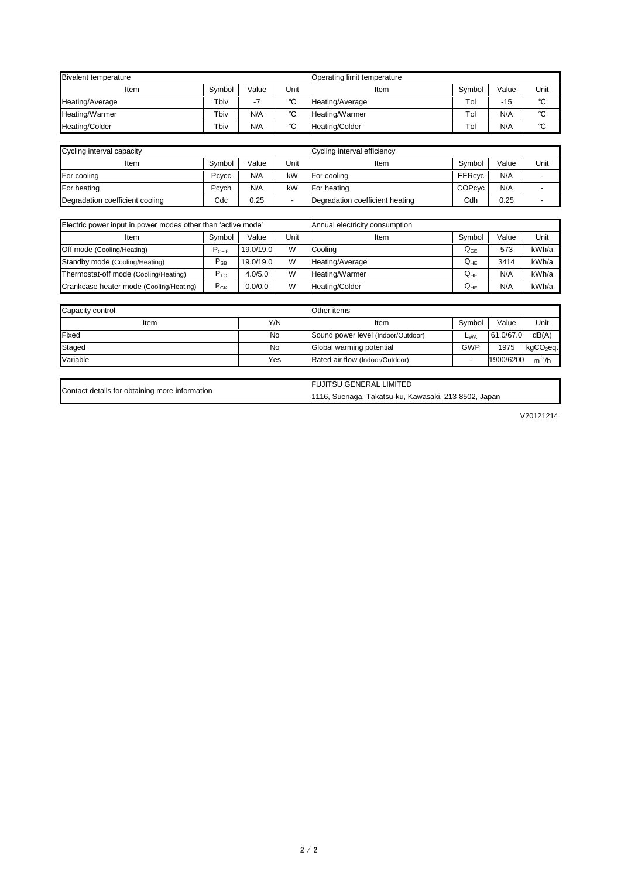| Bivalent temperature | | | | Operating limit temperature | | | |
|---|---|---|---|---|---|---|---|
| Item | Symbol | Value | Unit | Item | Symbol | Value | Unit |
| Heating/Average | Tbiv | -7 | ℃ | Heating/Average | Tol | -15 | ℃ |
| Heating/Warmer | Tbiv | N/A | ℃ | Heating/Warmer | Tol | N/A | ℃ |
| Heating/Colder | Tbiv | N/A | ℃ | Heating/Colder | Tol | N/A | ℃ |

| Cycling interval capacity | | | | Cycling interval efficiency | | | |
|---|---|---|---|---|---|---|---|
| Item | Symbol | Value | Unit | Item | Symbol | Value | Unit |
| For cooling | Pcycc | N/A | kW | For cooling | EERcyc | N/A | - |
| For heating | Pcych | N/A | kW | For heating | COPcyc | N/A | - |
| Degradation coefficient cooling | Cdc | 0.25 | - | Degradation coefficient heating | Cdh | 0.25 | - |

| Electric power input in power modes other than 'active mode' | | | | Annual electricity consumption | | | |
|---|---|---|---|---|---|---|---|
| Item | Symbol | Value | Unit | Item | Symbol | Value | Unit |
| Off mode (Cooling/Heating) | $P_{OFF}$ | 19.0/19.0 | W | Cooling | $Q_{CE}$ | 573 | kWh/a |
| Standby mode (Cooling/Heating) | $P_{SB}$ | 19.0/19.0 | W | Heating/Average | $Q_{HE}$ | 3414 | kWh/a |
| Thermostat-off mode (Cooling/Heating) | $P_{TO}$ | 4.0/5.0 | W | Heating/Warmer | $Q_{HE}$ | N/A | kWh/a |
| Crankcase heater mode (Cooling/Heating) | $P_{CK}$ | 0.0/0.0 | W | Heating/Colder | $Q_{HE}$ | N/A | kWh/a |

| Capacity control | | Other items | | | |
|---|---|---|---|---|---|
| Item | Y/N | Item | Symbol | Value | Unit |
| Fixed | No | Sound power level (Indoor/Outdoor) | $L_{WA}$ | 61.0/67.0 | dB(A) |
| Staged | No | Global warming potential | GWP | 1975 | $kgCO_2eq.$ |
| Variable | Yes | Rated air flow (Indoor/Outdoor) | - | 1900/6200 | $m^3/h$ |

| | |
|---|---|
| Contact details for obtaining more information | FUJITSU GENERAL LIMITED<br>1116, Suenaga, Takatsu-ku, Kawasaki, 213-8502, Japan |

V20121214